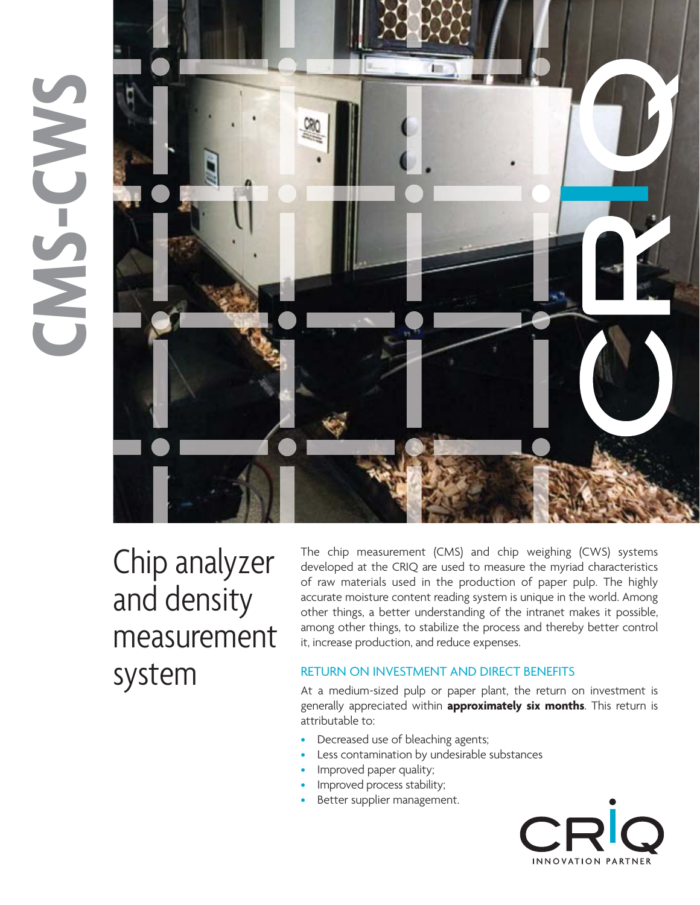# CMS-CWS

# Chip analyzer and density measurement system

The chip measurement (CMS) and chip weighing (CWS) systems developed at the CRIQ are used to measure the myriad characteristics of raw materials used in the production of paper pulp. The highly accurate moisture content reading system is unique in the world. Among other things, a better understanding of the intranet makes it possible, among other things, to stabilize the process and thereby better control it, increase production, and reduce expenses.

## RETURN ON INVESTMENT AND DIRECT BENEFITS

At a medium-sized pulp or paper plant, the return on investment is generally appreciated within **approximately six months**. This return is attributable to:

- Decreased use of bleaching agents;
- Less contamination by undesirable substances
- Improved paper quality;
- Improved process stability;
- Better supplier management.

CRIQ
INNOVATION PARTNER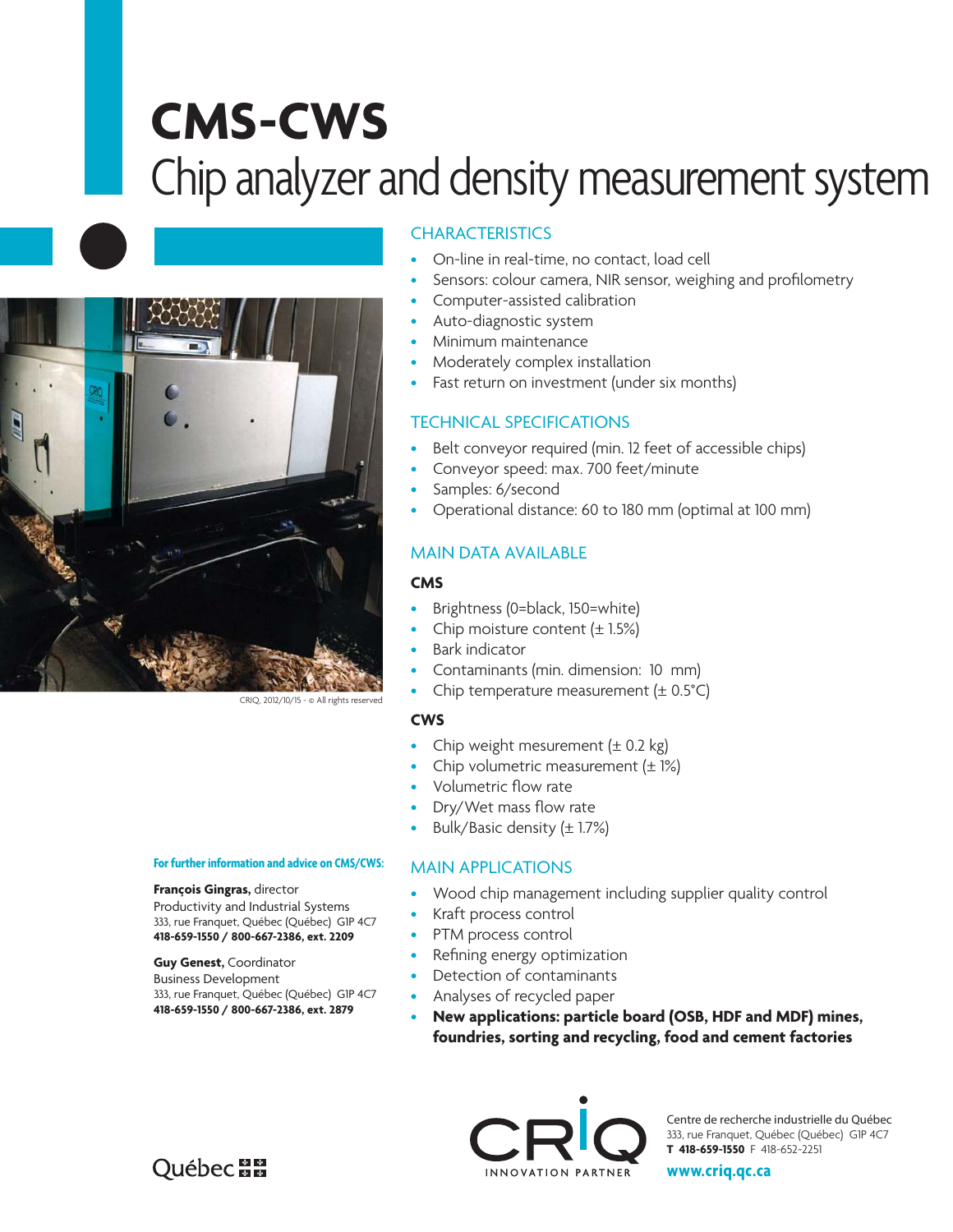# CMS-CWS

## Chip analyzer and density measurement system

CRIQ, 2012/10/15 - © All rights reserved

### CHARACTERISTICS

- On-line in real-time, no contact, load cell
- Sensors: colour camera, NIR sensor, weighing and profilometry
- Computer-assisted calibration
- Auto-diagnostic system
- Minimum maintenance
- Moderately complex installation
- Fast return on investment (under six months)

### TECHNICAL SPECIFICATIONS

- Belt conveyor required (min. 12 feet of accessible chips)
- Conveyor speed: max. 700 feet/minute
- Samples: 6/second
- Operational distance: 60 to 180 mm (optimal at 100 mm)

### MAIN DATA AVAILABLE

**CMS**

- Brightness (0=black, 150=white)
- Chip moisture content (± 1.5%)
- Bark indicator
- Contaminants (min. dimension: 10 mm)
- Chip temperature measurement (± 0.5°C)

**CWS**

- Chip weight mesurement (± 0.2 kg)
- Chip volumetric measurement (± 1%)
- Volumetric flow rate
- Dry/Wet mass flow rate
- Bulk/Basic density (± 1.7%)

### MAIN APPLICATIONS

- Wood chip management including supplier quality control
- Kraft process control
- PTM process control
- Refining energy optimization
- Detection of contaminants
- Analyses of recycled paper
- **New applications: particle board (OSB, HDF and MDF) mines, foundries, sorting and recycling, food and cement factories**

**For further information and advice on CMS/CWS:**

**François Gingras,** director
Productivity and Industrial Systems
333, rue Franquet, Québec (Québec) G1P 4C7
**418-659-1550 / 800-667-2386, ext. 2209**

**Guy Genest,** Coordinator
Business Development
333, rue Franquet, Québec (Québec) G1P 4C7
**418-659-1550 / 800-667-2386, ext. 2879**

Québec

CRIQ INNOVATION PARTNER

Centre de recherche industrielle du Québec
333, rue Franquet, Québec (Québec) G1P 4C7
**T 418-659-1550** F 418-652-2251
**www.criq.qc.ca**